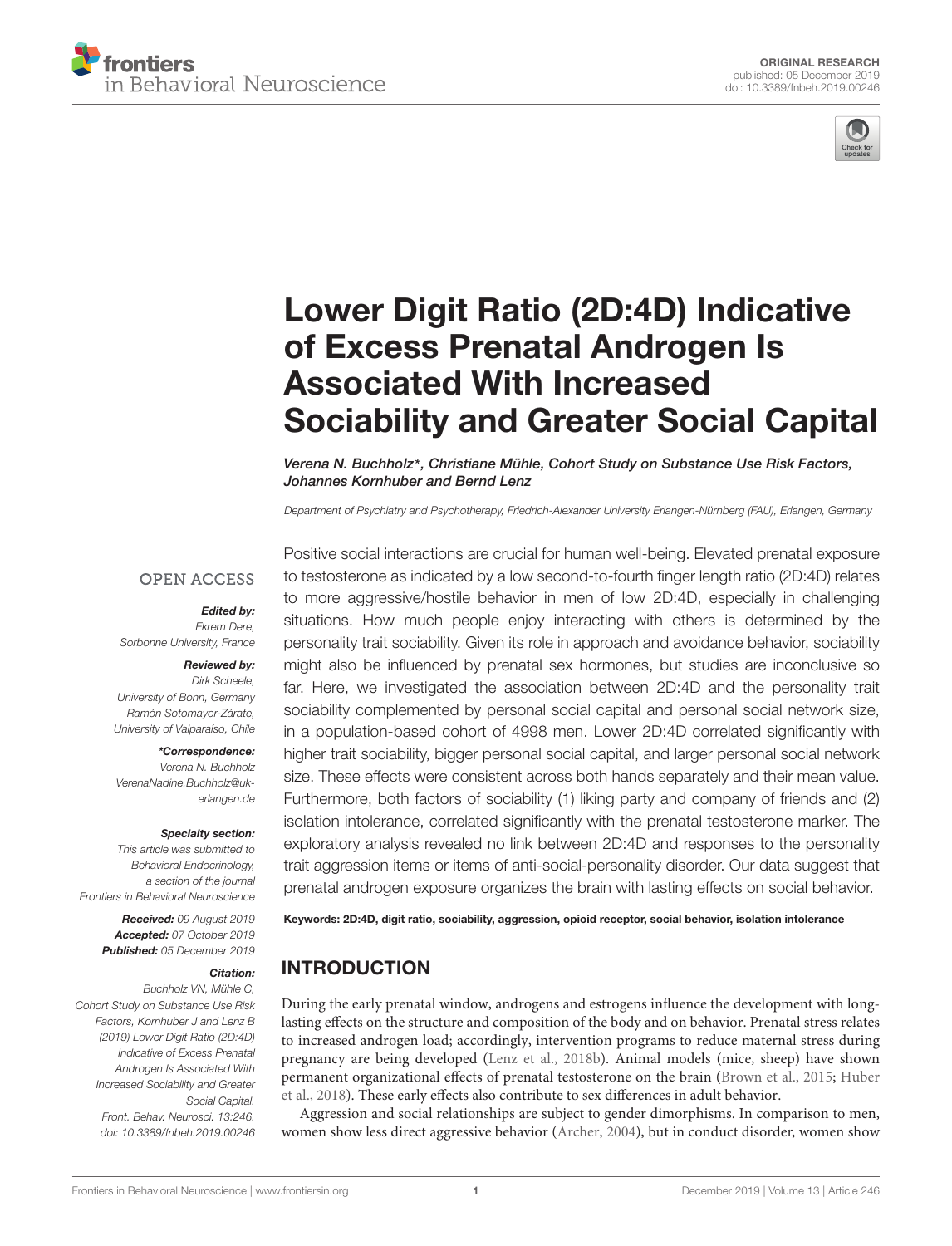ORIGINAL RESEARCH
published: 05 December 2019
doi: 10.3389/fnbeh.2019.00246

# Lower Digit Ratio (2D:4D) Indicative of Excess Prenatal Androgen Is Associated With Increased Sociability and Greater Social Capital

*Verena N. Buchholz\*, Christiane Mühle, Cohort Study on Substance Use Risk Factors, Johannes Kornhuber and Bernd Lenz*

*Department of Psychiatry and Psychotherapy, Friedrich-Alexander University Erlangen-Nürnberg (FAU), Erlangen, Germany*

OPEN ACCESS

***Edited by:***
Ekrem Dere,
Sorbonne University, France

***Reviewed by:***
Dirk Scheele,
University of Bonn, Germany
Ramón Sotomayor-Zárate,
University of Valparaíso, Chile

***\*Correspondence:***
Verena N. Buchholz
VerenaNadine.Buchholz@uk-erlangen.de

***Specialty section:***
This article was submitted to Behavioral Endocrinology, a section of the journal Frontiers in Behavioral Neuroscience

***Received:*** 09 August 2019
***Accepted:*** 07 October 2019
***Published:*** 05 December 2019

***Citation:***
Buchholz VN, Mühle C, Cohort Study on Substance Use Risk Factors, Kornhuber J and Lenz B (2019) Lower Digit Ratio (2D:4D) Indicative of Excess Prenatal Androgen Is Associated With Increased Sociability and Greater Social Capital. Front. Behav. Neurosci. 13:246. doi: 10.3389/fnbeh.2019.00246

Positive social interactions are crucial for human well-being. Elevated prenatal exposure to testosterone as indicated by a low second-to-fourth finger length ratio (2D:4D) relates to more aggressive/hostile behavior in men of low 2D:4D, especially in challenging situations. How much people enjoy interacting with others is determined by the personality trait sociability. Given its role in approach and avoidance behavior, sociability might also be influenced by prenatal sex hormones, but studies are inconclusive so far. Here, we investigated the association between 2D:4D and the personality trait sociability complemented by personal social capital and personal social network size, in a population-based cohort of 4998 men. Lower 2D:4D correlated significantly with higher trait sociability, bigger personal social capital, and larger personal social network size. These effects were consistent across both hands separately and their mean value. Furthermore, both factors of sociability (1) liking party and company of friends and (2) isolation intolerance, correlated significantly with the prenatal testosterone marker. The exploratory analysis revealed no link between 2D:4D and responses to the personality trait aggression items or items of anti-social-personality disorder. Our data suggest that prenatal androgen exposure organizes the brain with lasting effects on social behavior.

**Keywords: 2D:4D, digit ratio, sociability, aggression, opioid receptor, social behavior, isolation intolerance**

## INTRODUCTION

During the early prenatal window, androgens and estrogens influence the development with long-lasting effects on the structure and composition of the body and on behavior. Prenatal stress relates to increased androgen load; accordingly, intervention programs to reduce maternal stress during pregnancy are being developed (Lenz et al., 2018b). Animal models (mice, sheep) have shown permanent organizational effects of prenatal testosterone on the brain (Brown et al., 2015; Huber et al., 2018). These early effects also contribute to sex differences in adult behavior.

Aggression and social relationships are subject to gender dimorphisms. In comparison to men, women show less direct aggressive behavior (Archer, 2004), but in conduct disorder, women show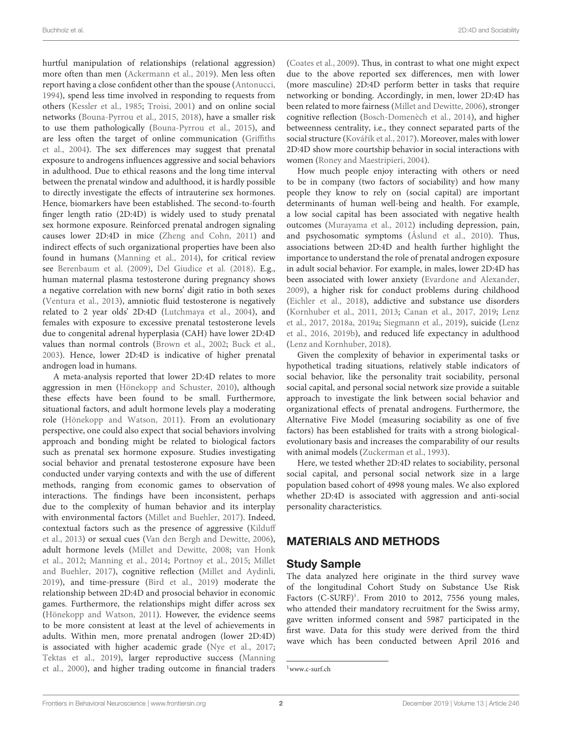hurtful manipulation of relationships (relational aggression) more often than men (Ackermann et al., 2019). Men less often report having a close confident other than the spouse (Antonucci, 1994), spend less time involved in responding to requests from others (Kessler et al., 1985; Troisi, 2001) and on online social networks (Bouna-Pyrrou et al., 2015, 2018), have a smaller risk to use them pathologically (Bouna-Pyrrou et al., 2015), and are less often the target of online communication (Griffiths et al., 2004). The sex differences may suggest that prenatal exposure to androgens influences aggressive and social behaviors in adulthood. Due to ethical reasons and the long time interval between the prenatal window and adulthood, it is hardly possible to directly investigate the effects of intrauterine sex hormones. Hence, biomarkers have been established. The second-to-fourth finger length ratio (2D:4D) is widely used to study prenatal sex hormone exposure. Reinforced prenatal androgen signaling causes lower 2D:4D in mice (Zheng and Cohn, 2011) and indirect effects of such organizational properties have been also found in humans (Manning et al., 2014), for critical review see Berenbaum et al. (2009), Del Giudice et al. (2018). E.g., human maternal plasma testosterone during pregnancy shows a negative correlation with new borns' digit ratio in both sexes (Ventura et al., 2013), amniotic fluid testosterone is negatively related to 2 year olds' 2D:4D (Lutchmaya et al., 2004), and females with exposure to excessive prenatal testosterone levels due to congenital adrenal hyperplasia (CAH) have lower 2D:4D values than normal controls (Brown et al., 2002; Buck et al., 2003). Hence, lower 2D:4D is indicative of higher prenatal androgen load in humans.

A meta-analysis reported that lower 2D:4D relates to more aggression in men (Hönekopp and Schuster, 2010), although these effects have been found to be small. Furthermore, situational factors, and adult hormone levels play a moderating role (Hönekopp and Watson, 2011). From an evolutionary perspective, one could also expect that social behaviors involving approach and bonding might be related to biological factors such as prenatal sex hormone exposure. Studies investigating social behavior and prenatal testosterone exposure have been conducted under varying contexts and with the use of different methods, ranging from economic games to observation of interactions. The findings have been inconsistent, perhaps due to the complexity of human behavior and its interplay with environmental factors (Millet and Buehler, 2017). Indeed, contextual factors such as the presence of aggressive (Kilduff et al., 2013) or sexual cues (Van den Bergh and Dewitte, 2006), adult hormone levels (Millet and Dewitte, 2008; van Honk et al., 2012; Manning et al., 2014; Portnoy et al., 2015; Millet and Buehler, 2017), cognitive reflection (Millet and Aydinli, 2019), and time-pressure (Bird et al., 2019) moderate the relationship between 2D:4D and prosocial behavior in economic games. Furthermore, the relationships might differ across sex (Hönekopp and Watson, 2011). However, the evidence seems to be more consistent at least at the level of achievements in adults. Within men, more prenatal androgen (lower 2D:4D) is associated with higher academic grade (Nye et al., 2017; Tektas et al., 2019), larger reproductive success (Manning et al., 2000), and higher trading outcome in financial traders (Coates et al., 2009). Thus, in contrast to what one might expect due to the above reported sex differences, men with lower (more masculine) 2D:4D perform better in tasks that require networking or bonding. Accordingly, in men, lower 2D:4D has been related to more fairness (Millet and Dewitte, 2006), stronger cognitive reflection (Bosch-Domenèch et al., 2014), and higher betweenness centrality, i.e., they connect separated parts of the social structure (Kovářík et al., 2017). Moreover, males with lower 2D:4D show more courtship behavior in social interactions with women (Roney and Maestripieri, 2004).

How much people enjoy interacting with others or need to be in company (two factors of sociability) and how many people they know to rely on (social capital) are important determinants of human well-being and health. For example, a low social capital has been associated with negative health outcomes (Murayama et al., 2012) including depression, pain, and psychosomatic symptoms (Åslund et al., 2010). Thus, associations between 2D:4D and health further highlight the importance to understand the role of prenatal androgen exposure in adult social behavior. For example, in males, lower 2D:4D has been associated with lower anxiety (Evardone and Alexander, 2009), a higher risk for conduct problems during childhood (Eichler et al., 2018), addictive and substance use disorders (Kornhuber et al., 2011, 2013; Canan et al., 2017, 2019; Lenz et al., 2017, 2018a, 2019a; Siegmann et al., 2019), suicide (Lenz et al., 2016, 2019b), and reduced life expectancy in adulthood (Lenz and Kornhuber, 2018).

Given the complexity of behavior in experimental tasks or hypothetical trading situations, relatively stable indicators of social behavior, like the personality trait sociability, personal social capital, and personal social network size provide a suitable approach to investigate the link between social behavior and organizational effects of prenatal androgens. Furthermore, the Alternative Five Model (measuring sociability as one of five factors) has been established for traits with a strong biological-evolutionary basis and increases the comparability of our results with animal models (Zuckerman et al., 1993).

Here, we tested whether 2D:4D relates to sociability, personal social capital, and personal social network size in a large population based cohort of 4998 young males. We also explored whether 2D:4D is associated with aggression and anti-social personality characteristics.

## MATERIALS AND METHODS

### Study Sample

The data analyzed here originate in the third survey wave of the longitudinal Cohort Study on Substance Use Risk Factors (C-SURF)[1]. From 2010 to 2012, 7556 young males, who attended their mandatory recruitment for the Swiss army, gave written informed consent and 5987 participated in the first wave. Data for this study were derived from the third wave which has been conducted between April 2016 and

[1] www.c-surf.ch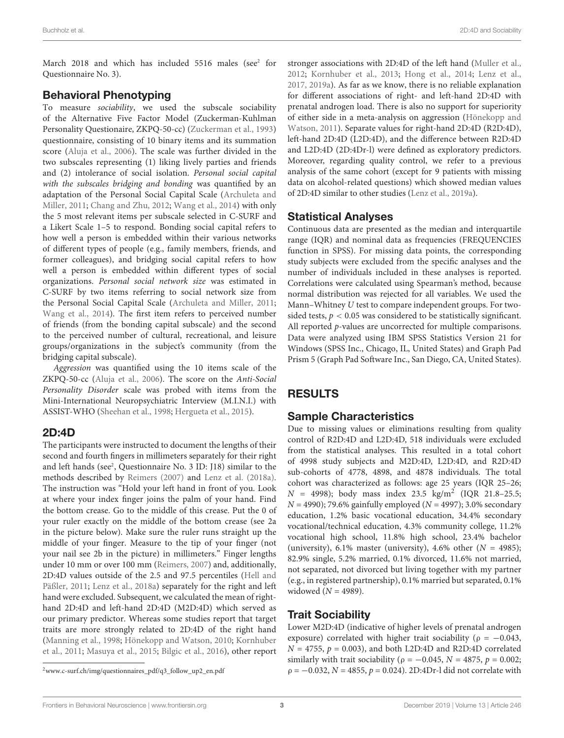March 2018 and which has included 5516 males (see[2] for Questionnaire No. 3).

## Behavioral Phenotyping

To measure *sociability*, we used the subscale sociability of the Alternative Five Factor Model (Zuckerman-Kuhlman Personality Questionaire, ZKPQ-50-cc) (Zuckerman et al., 1993) questionnaire, consisting of 10 binary items and its summation score (Aluja et al., 2006). The scale was further divided in the two subscales representing (1) liking lively parties and friends and (2) intolerance of social isolation. *Personal social capital with the subscales bridging and bonding* was quantified by an adaptation of the Personal Social Capital Scale (Archuleta and Miller, 2011; Chang and Zhu, 2012; Wang et al., 2014) with only the 5 most relevant items per subscale selected in C-SURF and a Likert Scale 1–5 to respond. Bonding social capital refers to how well a person is embedded within their various networks of different types of people (e.g., family members, friends, and former colleagues), and bridging social capital refers to how well a person is embedded within different types of social organizations. *Personal social network size* was estimated in C-SURF by two items referring to social network size from the Personal Social Capital Scale (Archuleta and Miller, 2011; Wang et al., 2014). The first item refers to perceived number of friends (from the bonding capital subscale) and the second to the perceived number of cultural, recreational, and leisure groups/organizations in the subject's community (from the bridging capital subscale).

*Aggression* was quantified using the 10 items scale of the ZKPQ-50-cc (Aluja et al., 2006). The score on the *Anti-Social Personality Disorder* scale was probed with items from the Mini-International Neuropsychiatric Interview (M.I.N.I.) with ASSIST-WHO (Sheehan et al., 1998; Hergueta et al., 2015).

## 2D:4D

The participants were instructed to document the lengths of their second and fourth fingers in millimeters separately for their right and left hands (see[2], Questionnaire No. 3 ID: J18) similar to the methods described by Reimers (2007) and Lenz et al. (2018a). The instruction was "Hold your left hand in front of you. Look at where your index finger joins the palm of your hand. Find the bottom crease. Go to the middle of this crease. Put the 0 of your ruler exactly on the middle of the bottom crease (see 2a in the picture below). Make sure the ruler runs straight up the middle of your finger. Measure to the tip of your finger (not your nail see 2b in the picture) in millimeters." Finger lengths under 10 mm or over 100 mm (Reimers, 2007) and, additionally, 2D:4D values outside of the 2.5 and 97.5 percentiles (Hell and Päßler, 2011; Lenz et al., 2018a) separately for the right and left hand were excluded. Subsequent, we calculated the mean of right-hand 2D:4D and left-hand 2D:4D (M2D:4D) which served as our primary predictor. Whereas some studies report that target traits are more strongly related to 2D:4D of the right hand (Manning et al., 1998; Hönekopp and Watson, 2010; Kornhuber et al., 2011; Masuya et al., 2015; Bilgic et al., 2016), other report stronger associations with 2D:4D of the left hand (Muller et al., 2012; Kornhuber et al., 2013; Hong et al., 2014; Lenz et al., 2017, 2019a). As far as we know, there is no reliable explanation for different associations of right- and left-hand 2D:4D with prenatal androgen load. There is also no support for superiority of either side in a meta-analysis on aggression (Hönekopp and Watson, 2011). Separate values for right-hand 2D:4D (R2D:4D), left-hand 2D:4D (L2D:4D), and the difference between R2D:4D and L2D:4D (2D:4Dr-l) were defined as exploratory predictors. Moreover, regarding quality control, we refer to a previous analysis of the same cohort (except for 9 patients with missing data on alcohol-related questions) which showed median values of 2D:4D similar to other studies (Lenz et al., 2019a).

[2] www.c-surf.ch/img/questionnaires_pdf/q3_follow_up2_en.pdf

## Statistical Analyses

Continuous data are presented as the median and interquartile range (IQR) and nominal data as frequencies (FREQUENCIES function in SPSS). For missing data points, the corresponding study subjects were excluded from the specific analyses and the number of individuals included in these analyses is reported. Correlations were calculated using Spearman's method, because normal distribution was rejected for all variables. We used the Mann–Whitney *U* test to compare independent groups. For two-sided tests, $p < 0.05$ was considered to be statistically significant. All reported *p*-values are uncorrected for multiple comparisons. Data were analyzed using IBM SPSS Statistics Version 21 for Windows (SPSS Inc., Chicago, IL, United States) and Graph Pad Prism 5 (Graph Pad Software Inc., San Diego, CA, United States).

# RESULTS

## Sample Characteristics

Due to missing values or eliminations resulting from quality control of R2D:4D and L2D:4D, 518 individuals were excluded from the statistical analyses. This resulted in a total cohort of 4998 study subjects and M2D:4D, L2D:4D, and R2D:4D sub-cohorts of 4778, 4898, and 4878 individuals. The total cohort was characterized as follows: age 25 years (IQR 25–26; $N$ = 4998); body mass index 23.5 kg/m$^2$ (IQR 21.8–25.5; $N$ = 4990); 79.6% gainfully employed ($N$ = 4997); 3.0% secondary education, 1.2% basic vocational education, 34.4% secondary vocational/technical education, 4.3% community college, 11.2% vocational high school, 11.8% high school, 23.4% bachelor (university), 6.1% master (university), 4.6% other ($N$ = 4985); 82.9% single, 5.2% married, 0.1% divorced, 11.6% not married, not separated, not divorced but living together with my partner (e.g., in registered partnership), 0.1% married but separated, 0.1% widowed ($N$ = 4989).

## Trait Sociability

Lower M2D:4D (indicative of higher levels of prenatal androgen exposure) correlated with higher trait sociability ($\rho = -0.043$, $N = 4755$, $p = 0.003$), and both L2D:4D and R2D:4D correlated similarly with trait sociability ($\rho = -0.045$, $N = 4875$, $p = 0.002$; $\rho = -0.032$, $N = 4855$, $p = 0.024$). 2D:4Dr-l did not correlate with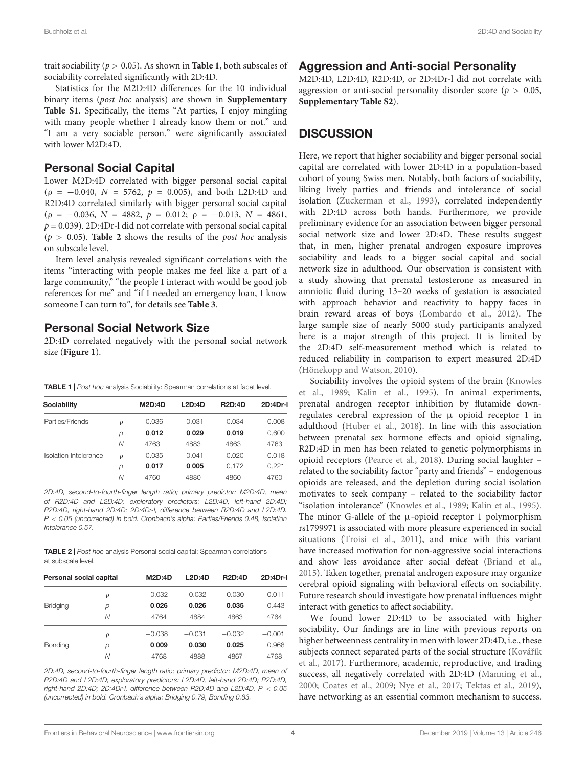trait sociability ($p > 0.05$). As shown in **Table 1**, both subscales of sociability correlated significantly with 2D:4D.

Statistics for the M2D:4D differences for the 10 individual binary items (*post hoc* analysis) are shown in **Supplementary Table S1**. Specifically, the items "At parties, I enjoy mingling with many people whether I already know them or not." and "I am a very sociable person." were significantly associated with lower M2D:4D.

## Personal Social Capital

Lower M2D:4D correlated with bigger personal social capital ($\rho = -0.040$, $N = 5762$, $p = 0.005$), and both L2D:4D and R2D:4D correlated similarly with bigger personal social capital ($\rho = -0.036$, $N = 4882$, $p = 0.012$; $\rho = -0.013$, $N = 4861$, $p = 0.039$). 2D:4Dr-l did not correlate with personal social capital ($p > 0.05$). **Table 2** shows the results of the *post hoc* analysis on subscale level.

Item level analysis revealed significant correlations with the items "interacting with people makes me feel like a part of a large community," "the people I interact with would be good job references for me" and "if I needed an emergency loan, I know someone I can turn to", for details see **Table 3**.

## Personal Social Network Size

2D:4D correlated negatively with the personal social network size (**Figure 1**).

**TABLE 1** | *Post hoc* analysis Sociability: Spearman correlations at facet level.

| Sociability | | M2D:4D | L2D:4D | R2D:4D | 2D:4Dr-l |
|---|---|---|---|---|---|
| Parties/Friends | ρ | −0.036 | −0.031 | −0.034 | −0.008 |
| | p | **0.012** | **0.029** | **0.019** | 0.600 |
| | N | 4763 | 4883 | 4863 | 4763 |
| Isolation Intolerance | ρ | −0.035 | −0.041 | −0.020 | 0.018 |
| | p | **0.017** | **0.005** | 0.172 | 0.221 |
| | N | 4760 | 4880 | 4860 | 4760 |

*2D:4D, second-to-fourth-finger length ratio; primary predictor: M2D:4D, mean of R2D:4D and L2D:4D; exploratory predictors: L2D:4D, left-hand 2D:4D; R2D:4D, right-hand 2D:4D; 2D:4Dr-l, difference between R2D:4D and L2D:4D. P < 0.05 (uncorrected) in bold. Cronbach's alpha: Parties/Friends 0.48, Isolation Intolerance 0.57.*

**TABLE 2** | *Post hoc* analysis Personal social capital: Spearman correlations at subscale level.

| Personal social capital | | M2D:4D | L2D:4D | R2D:4D | 2D:4Dr-l |
|---|---|---|---|---|---|
| Bridging | ρ | −0.032 | −0.032 | −0.030 | 0.011 |
| | p | **0.026** | **0.026** | **0.035** | 0.443 |
| | N | 4764 | 4884 | 4863 | 4764 |
| Bonding | ρ | −0.038 | −0.031 | −0.032 | −0.001 |
| | p | **0.009** | **0.030** | **0.025** | 0.968 |
| | N | 4768 | 4888 | 4867 | 4768 |

*2D:4D, second-to-fourth-finger length ratio; primary predictor: M2D:4D, mean of R2D:4D and L2D:4D; exploratory predictors: L2D:4D, left-hand 2D:4D; R2D:4D, right-hand 2D:4D; 2D:4Dr-l, difference between R2D:4D and L2D:4D. P < 0.05 (uncorrected) in bold. Cronbach's alpha: Bridging 0.79, Bonding 0.83.*

## Aggression and Anti-social Personality

M2D:4D, L2D:4D, R2D:4D, or 2D:4Dr-l did not correlate with aggression or anti-social personality disorder score ($p > 0.05$, **Supplementary Table S2**).

# DISCUSSION

Here, we report that higher sociability and bigger personal social capital are correlated with lower 2D:4D in a population-based cohort of young Swiss men. Notably, both factors of sociability, liking lively parties and friends and intolerance of social isolation (Zuckerman et al., 1993), correlated independently with 2D:4D across both hands. Furthermore, we provide preliminary evidence for an association between bigger personal social network size and lower 2D:4D. These results suggest that, in men, higher prenatal androgen exposure improves sociability and leads to a bigger social capital and social network size in adulthood. Our observation is consistent with a study showing that prenatal testosterone as measured in amniotic fluid during 13–20 weeks of gestation is associated with approach behavior and reactivity to happy faces in brain reward areas of boys (Lombardo et al., 2012). The large sample size of nearly 5000 study participants analyzed here is a major strength of this project. It is limited by the 2D:4D self-measurement method which is related to reduced reliability in comparison to expert measured 2D:4D (Hönekopp and Watson, 2010).

Sociability involves the opioid system of the brain (Knowles et al., 1989; Kalin et al., 1995). In animal experiments, prenatal androgen receptor inhibition by flutamide down-regulates cerebral expression of the μ opioid receptor 1 in adulthood (Huber et al., 2018). In line with this association between prenatal sex hormone effects and opioid signaling, R2D:4D in men has been related to genetic polymorphisms in opioid receptors (Pearce et al., 2018). During social laughter – related to the sociability factor "party and friends" – endogenous opioids are released, and the depletion during social isolation motivates to seek company – related to the sociability factor "isolation intolerance" (Knowles et al., 1989; Kalin et al., 1995). The minor G-allele of the μ-opioid receptor 1 polymorphism rs1799971 is associated with more pleasure experienced in social situations (Troisi et al., 2011), and mice with this variant have increased motivation for non-aggressive social interactions and show less avoidance after social defeat (Briand et al., 2015). Taken together, prenatal androgen exposure may organize cerebral opioid signaling with behavioral effects on sociability. Future research should investigate how prenatal influences might interact with genetics to affect sociability.

We found lower 2D:4D to be associated with higher sociability. Our findings are in line with previous reports on higher betweenness centrality in men with lower 2D:4D, i.e., these subjects connect separated parts of the social structure (Kovářík et al., 2017). Furthermore, academic, reproductive, and trading success, all negatively correlated with 2D:4D (Manning et al., 2000; Coates et al., 2009; Nye et al., 2017; Tektas et al., 2019), have networking as an essential common mechanism to success.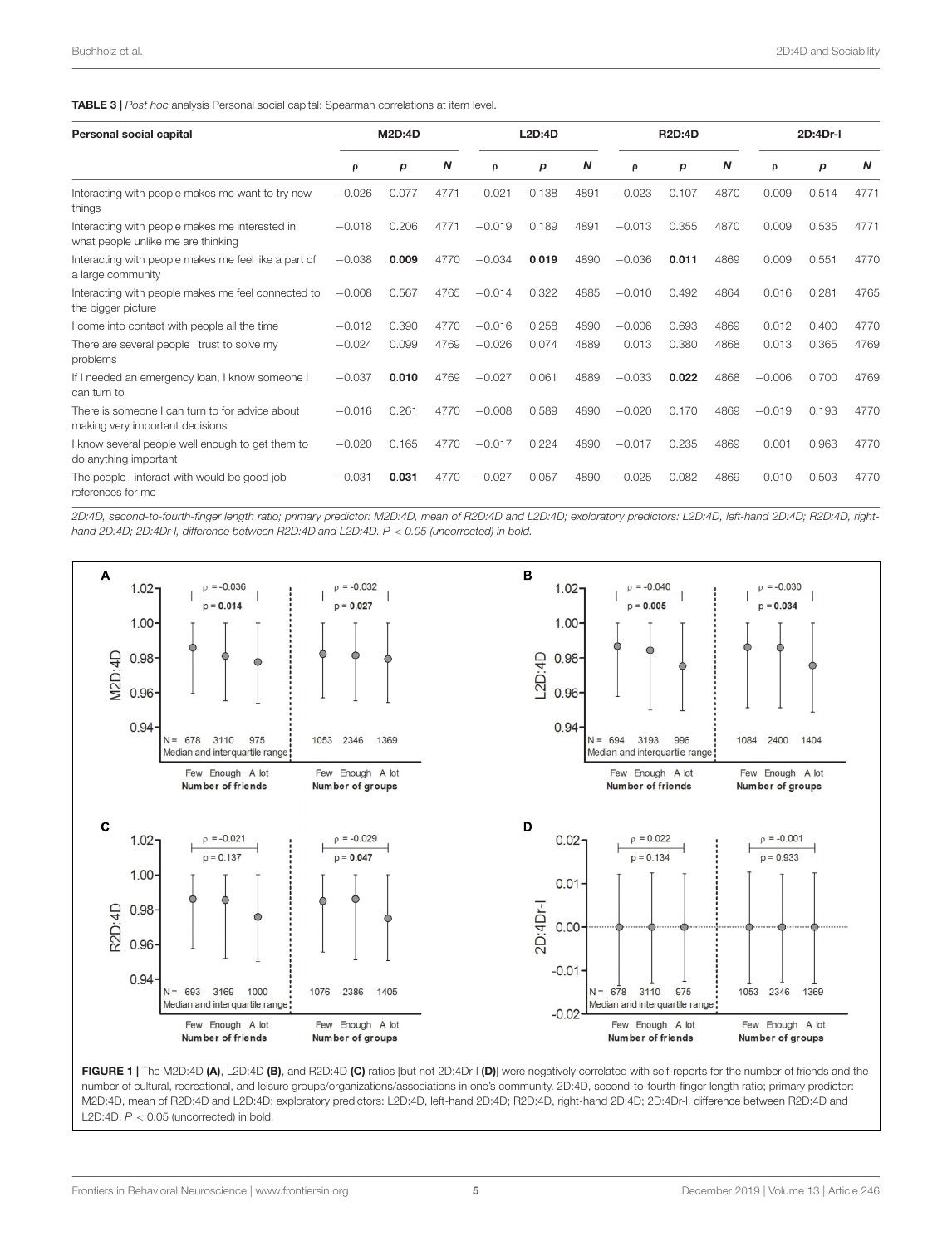**TABLE 3 |** *Post hoc* analysis Personal social capital: Spearman correlations at item level.

| Personal social capital | M2D:4D | | | L2D:4D | | | R2D:4D | | | 2D:4Dr-l | | |
|---|---|---|---|---|---|---|---|---|---|---|---|---|
| | ρ | *p* | *N* | ρ | *p* | *N* | ρ | *p* | *N* | ρ | *p* | *N* |
| Interacting with people makes me want to try new things | −0.026 | 0.077 | 4771 | −0.021 | 0.138 | 4891 | −0.023 | 0.107 | 4870 | 0.009 | 0.514 | 4771 |
| Interacting with people makes me interested in what people unlike me are thinking | −0.018 | 0.206 | 4771 | −0.019 | 0.189 | 4891 | −0.013 | 0.355 | 4870 | 0.009 | 0.535 | 4771 |
| Interacting with people makes me feel like a part of a large community | −0.038 | **0.009** | 4770 | −0.034 | **0.019** | 4890 | −0.036 | **0.011** | 4869 | 0.009 | 0.551 | 4770 |
| Interacting with people makes me feel connected to the bigger picture | −0.008 | 0.567 | 4765 | −0.014 | 0.322 | 4885 | −0.010 | 0.492 | 4864 | 0.016 | 0.281 | 4765 |
| I come into contact with people all the time | −0.012 | 0.390 | 4770 | −0.016 | 0.258 | 4890 | −0.006 | 0.693 | 4869 | 0.012 | 0.400 | 4770 |
| There are several people I trust to solve my problems | −0.024 | 0.099 | 4769 | −0.026 | 0.074 | 4889 | 0.013 | 0.380 | 4868 | 0.013 | 0.365 | 4769 |
| If I needed an emergency loan, I know someone I can turn to | −0.037 | **0.010** | 4769 | −0.027 | 0.061 | 4889 | −0.033 | **0.022** | 4868 | −0.006 | 0.700 | 4769 |
| There is someone I can turn to for advice about making very important decisions | −0.016 | 0.261 | 4770 | −0.008 | 0.589 | 4890 | −0.020 | 0.170 | 4869 | −0.019 | 0.193 | 4770 |
| I know several people well enough to get them to do anything important | −0.020 | 0.165 | 4770 | −0.017 | 0.224 | 4890 | −0.017 | 0.235 | 4869 | 0.001 | 0.963 | 4770 |
| The people I interact with would be good job references for me | −0.031 | **0.031** | 4770 | −0.027 | 0.057 | 4890 | −0.025 | 0.082 | 4869 | 0.010 | 0.503 | 4770 |

*2D:4D, second-to-fourth-finger length ratio; primary predictor: M2D:4D, mean of R2D:4D and L2D:4D; exploratory predictors: L2D:4D, left-hand 2D:4D; R2D:4D, right-hand 2D:4D; 2D:4Dr-l, difference between R2D:4D and L2D:4D. P < 0.05 (uncorrected) in bold.*

**FIGURE 1 |** The M2D:4D **(A)**, L2D:4D **(B)**, and R2D:4D **(C)** ratios [but not 2D:4Dr-l **(D)**] were negatively correlated with self-reports for the number of friends and the number of cultural, recreational, and leisure groups/organizations/associations in one's community. 2D:4D, second-to-fourth-finger length ratio; primary predictor: M2D:4D, mean of R2D:4D and L2D:4D; exploratory predictors: L2D:4D, left-hand 2D:4D; R2D:4D, right-hand 2D:4D; 2D:4Dr-l, difference between R2D:4D and L2D:4D. $P < 0.05$ (uncorrected) in bold.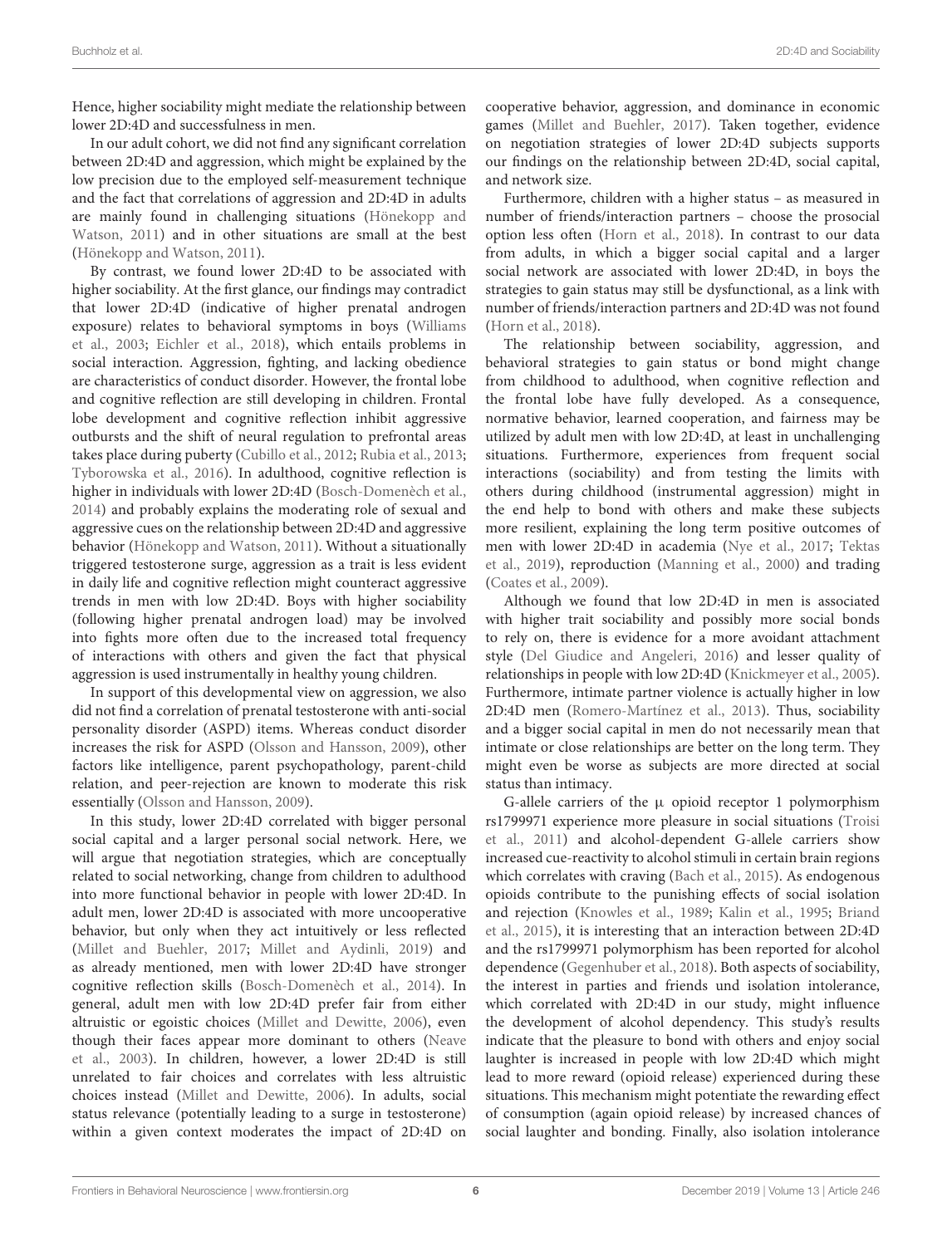Hence, higher sociability might mediate the relationship between lower 2D:4D and successfulness in men.

In our adult cohort, we did not find any significant correlation between 2D:4D and aggression, which might be explained by the low precision due to the employed self-measurement technique and the fact that correlations of aggression and 2D:4D in adults are mainly found in challenging situations (Hönekopp and Watson, 2011) and in other situations are small at the best (Hönekopp and Watson, 2011).

By contrast, we found lower 2D:4D to be associated with higher sociability. At the first glance, our findings may contradict that lower 2D:4D (indicative of higher prenatal androgen exposure) relates to behavioral symptoms in boys (Williams et al., 2003; Eichler et al., 2018), which entails problems in social interaction. Aggression, fighting, and lacking obedience are characteristics of conduct disorder. However, the frontal lobe and cognitive reflection are still developing in children. Frontal lobe development and cognitive reflection inhibit aggressive outbursts and the shift of neural regulation to prefrontal areas takes place during puberty (Cubillo et al., 2012; Rubia et al., 2013; Tyborowska et al., 2016). In adulthood, cognitive reflection is higher in individuals with lower 2D:4D (Bosch-Domenèch et al., 2014) and probably explains the moderating role of sexual and aggressive cues on the relationship between 2D:4D and aggressive behavior (Hönekopp and Watson, 2011). Without a situationally triggered testosterone surge, aggression as a trait is less evident in daily life and cognitive reflection might counteract aggressive trends in men with low 2D:4D. Boys with higher sociability (following higher prenatal androgen load) may be involved into fights more often due to the increased total frequency of interactions with others and given the fact that physical aggression is used instrumentally in healthy young children.

In support of this developmental view on aggression, we also did not find a correlation of prenatal testosterone with anti-social personality disorder (ASPD) items. Whereas conduct disorder increases the risk for ASPD (Olsson and Hansson, 2009), other factors like intelligence, parent psychopathology, parent-child relation, and peer-rejection are known to moderate this risk essentially (Olsson and Hansson, 2009).

In this study, lower 2D:4D correlated with bigger personal social capital and a larger personal social network. Here, we will argue that negotiation strategies, which are conceptually related to social networking, change from children to adulthood into more functional behavior in people with lower 2D:4D. In adult men, lower 2D:4D is associated with more uncooperative behavior, but only when they act intuitively or less reflected (Millet and Buehler, 2017; Millet and Aydinli, 2019) and as already mentioned, men with lower 2D:4D have stronger cognitive reflection skills (Bosch-Domenèch et al., 2014). In general, adult men with low 2D:4D prefer fair from either altruistic or egoistic choices (Millet and Dewitte, 2006), even though their faces appear more dominant to others (Neave et al., 2003). In children, however, a lower 2D:4D is still unrelated to fair choices and correlates with less altruistic choices instead (Millet and Dewitte, 2006). In adults, social status relevance (potentially leading to a surge in testosterone) within a given context moderates the impact of 2D:4D on cooperative behavior, aggression, and dominance in economic games (Millet and Buehler, 2017). Taken together, evidence on negotiation strategies of lower 2D:4D subjects supports our findings on the relationship between 2D:4D, social capital, and network size.

Furthermore, children with a higher status – as measured in number of friends/interaction partners – choose the prosocial option less often (Horn et al., 2018). In contrast to our data from adults, in which a bigger social capital and a larger social network are associated with lower 2D:4D, in boys the strategies to gain status may still be dysfunctional, as a link with number of friends/interaction partners and 2D:4D was not found (Horn et al., 2018).

The relationship between sociability, aggression, and behavioral strategies to gain status or bond might change from childhood to adulthood, when cognitive reflection and the frontal lobe have fully developed. As a consequence, normative behavior, learned cooperation, and fairness may be utilized by adult men with low 2D:4D, at least in unchallenging situations. Furthermore, experiences from frequent social interactions (sociability) and from testing the limits with others during childhood (instrumental aggression) might in the end help to bond with others and make these subjects more resilient, explaining the long term positive outcomes of men with lower 2D:4D in academia (Nye et al., 2017; Tektas et al., 2019), reproduction (Manning et al., 2000) and trading (Coates et al., 2009).

Although we found that low 2D:4D in men is associated with higher trait sociability and possibly more social bonds to rely on, there is evidence for a more avoidant attachment style (Del Giudice and Angeleri, 2016) and lesser quality of relationships in people with low 2D:4D (Knickmeyer et al., 2005). Furthermore, intimate partner violence is actually higher in low 2D:4D men (Romero-Martínez et al., 2013). Thus, sociability and a bigger social capital in men do not necessarily mean that intimate or close relationships are better on the long term. They might even be worse as subjects are more directed at social status than intimacy.

G-allele carriers of the μ opioid receptor 1 polymorphism rs1799971 experience more pleasure in social situations (Troisi et al., 2011) and alcohol-dependent G-allele carriers show increased cue-reactivity to alcohol stimuli in certain brain regions which correlates with craving (Bach et al., 2015). As endogenous opioids contribute to the punishing effects of social isolation and rejection (Knowles et al., 1989; Kalin et al., 1995; Briand et al., 2015), it is interesting that an interaction between 2D:4D and the rs1799971 polymorphism has been reported for alcohol dependence (Gegenhuber et al., 2018). Both aspects of sociability, the interest in parties and friends und isolation intolerance, which correlated with 2D:4D in our study, might influence the development of alcohol dependency. This study's results indicate that the pleasure to bond with others and enjoy social laughter is increased in people with low 2D:4D which might lead to more reward (opioid release) experienced during these situations. This mechanism might potentiate the rewarding effect of consumption (again opioid release) by increased chances of social laughter and bonding. Finally, also isolation intolerance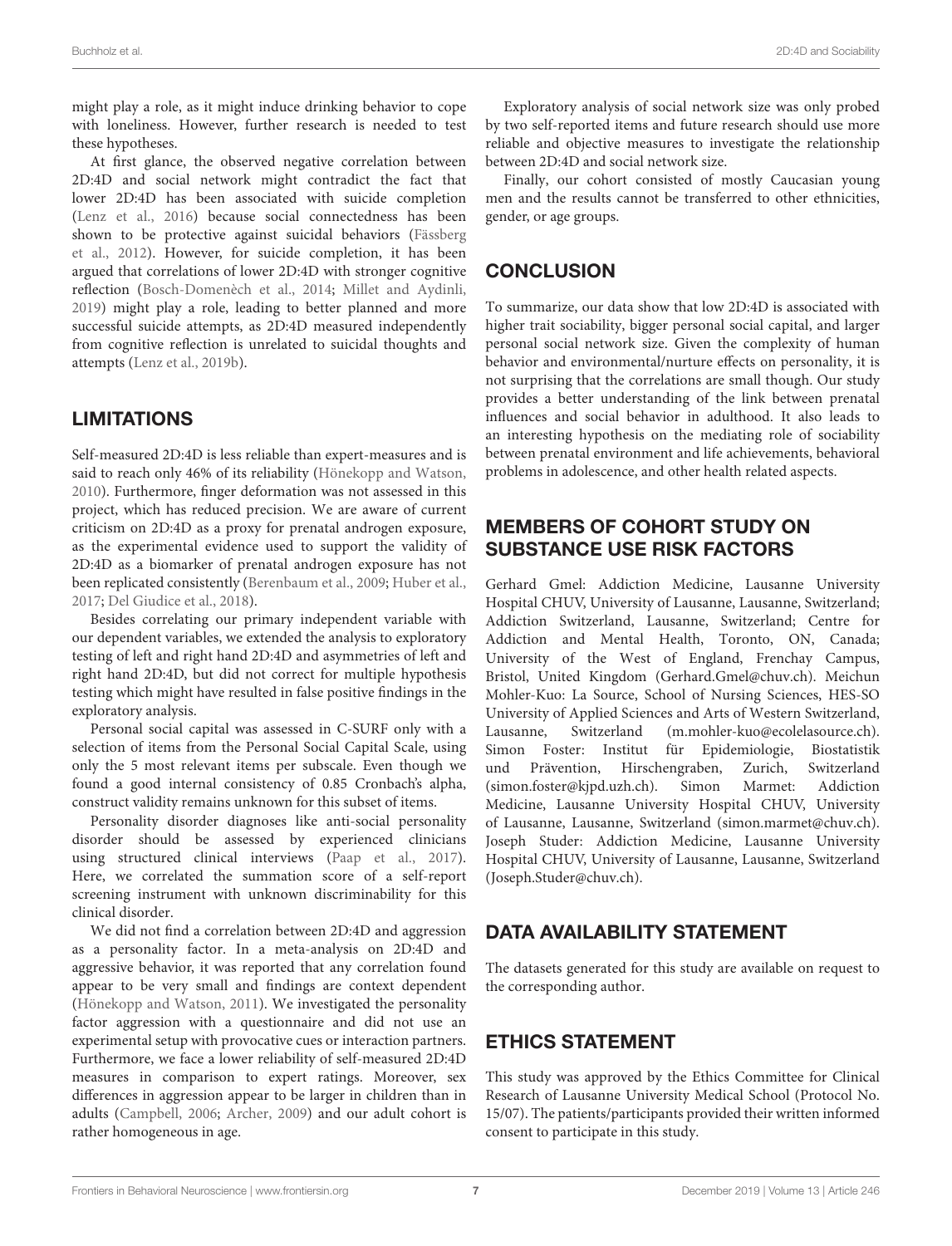might play a role, as it might induce drinking behavior to cope with loneliness. However, further research is needed to test these hypotheses.

At first glance, the observed negative correlation between 2D:4D and social network might contradict the fact that lower 2D:4D has been associated with suicide completion (Lenz et al., 2016) because social connectedness has been shown to be protective against suicidal behaviors (Fässberg et al., 2012). However, for suicide completion, it has been argued that correlations of lower 2D:4D with stronger cognitive reflection (Bosch-Domenèch et al., 2014; Millet and Aydinli, 2019) might play a role, leading to better planned and more successful suicide attempts, as 2D:4D measured independently from cognitive reflection is unrelated to suicidal thoughts and attempts (Lenz et al., 2019b).

## LIMITATIONS

Self-measured 2D:4D is less reliable than expert-measures and is said to reach only 46% of its reliability (Hönekopp and Watson, 2010). Furthermore, finger deformation was not assessed in this project, which has reduced precision. We are aware of current criticism on 2D:4D as a proxy for prenatal androgen exposure, as the experimental evidence used to support the validity of 2D:4D as a biomarker of prenatal androgen exposure has not been replicated consistently (Berenbaum et al., 2009; Huber et al., 2017; Del Giudice et al., 2018).

Besides correlating our primary independent variable with our dependent variables, we extended the analysis to exploratory testing of left and right hand 2D:4D and asymmetries of left and right hand 2D:4D, but did not correct for multiple hypothesis testing which might have resulted in false positive findings in the exploratory analysis.

Personal social capital was assessed in C-SURF only with a selection of items from the Personal Social Capital Scale, using only the 5 most relevant items per subscale. Even though we found a good internal consistency of 0.85 Cronbach's alpha, construct validity remains unknown for this subset of items.

Personality disorder diagnoses like anti-social personality disorder should be assessed by experienced clinicians using structured clinical interviews (Paap et al., 2017). Here, we correlated the summation score of a self-report screening instrument with unknown discriminability for this clinical disorder.

We did not find a correlation between 2D:4D and aggression as a personality factor. In a meta-analysis on 2D:4D and aggressive behavior, it was reported that any correlation found appear to be very small and findings are context dependent (Hönekopp and Watson, 2011). We investigated the personality factor aggression with a questionnaire and did not use an experimental setup with provocative cues or interaction partners. Furthermore, we face a lower reliability of self-measured 2D:4D measures in comparison to expert ratings. Moreover, sex differences in aggression appear to be larger in children than in adults (Campbell, 2006; Archer, 2009) and our adult cohort is rather homogeneous in age.

Exploratory analysis of social network size was only probed by two self-reported items and future research should use more reliable and objective measures to investigate the relationship between 2D:4D and social network size.

Finally, our cohort consisted of mostly Caucasian young men and the results cannot be transferred to other ethnicities, gender, or age groups.

## CONCLUSION

To summarize, our data show that low 2D:4D is associated with higher trait sociability, bigger personal social capital, and larger personal social network size. Given the complexity of human behavior and environmental/nurture effects on personality, it is not surprising that the correlations are small though. Our study provides a better understanding of the link between prenatal influences and social behavior in adulthood. It also leads to an interesting hypothesis on the mediating role of sociability between prenatal environment and life achievements, behavioral problems in adolescence, and other health related aspects.

## MEMBERS OF COHORT STUDY ON SUBSTANCE USE RISK FACTORS

Gerhard Gmel: Addiction Medicine, Lausanne University Hospital CHUV, University of Lausanne, Lausanne, Switzerland; Addiction Switzerland, Lausanne, Switzerland; Centre for Addiction and Mental Health, Toronto, ON, Canada; University of the West of England, Frenchay Campus, Bristol, United Kingdom (Gerhard.Gmel@chuv.ch). Meichun Mohler-Kuo: La Source, School of Nursing Sciences, HES-SO University of Applied Sciences and Arts of Western Switzerland, Lausanne, Switzerland (m.mohler-kuo@ecolelasource.ch). Simon Foster: Institut für Epidemiologie, Biostatistik und Prävention, Hirschengraben, Zurich, Switzerland (simon.foster@kjpd.uzh.ch). Simon Marmet: Addiction Medicine, Lausanne University Hospital CHUV, University of Lausanne, Lausanne, Switzerland (simon.marmet@chuv.ch). Joseph Studer: Addiction Medicine, Lausanne University Hospital CHUV, University of Lausanne, Lausanne, Switzerland (Joseph.Studer@chuv.ch).

## DATA AVAILABILITY STATEMENT

The datasets generated for this study are available on request to the corresponding author.

## ETHICS STATEMENT

This study was approved by the Ethics Committee for Clinical Research of Lausanne University Medical School (Protocol No. 15/07). The patients/participants provided their written informed consent to participate in this study.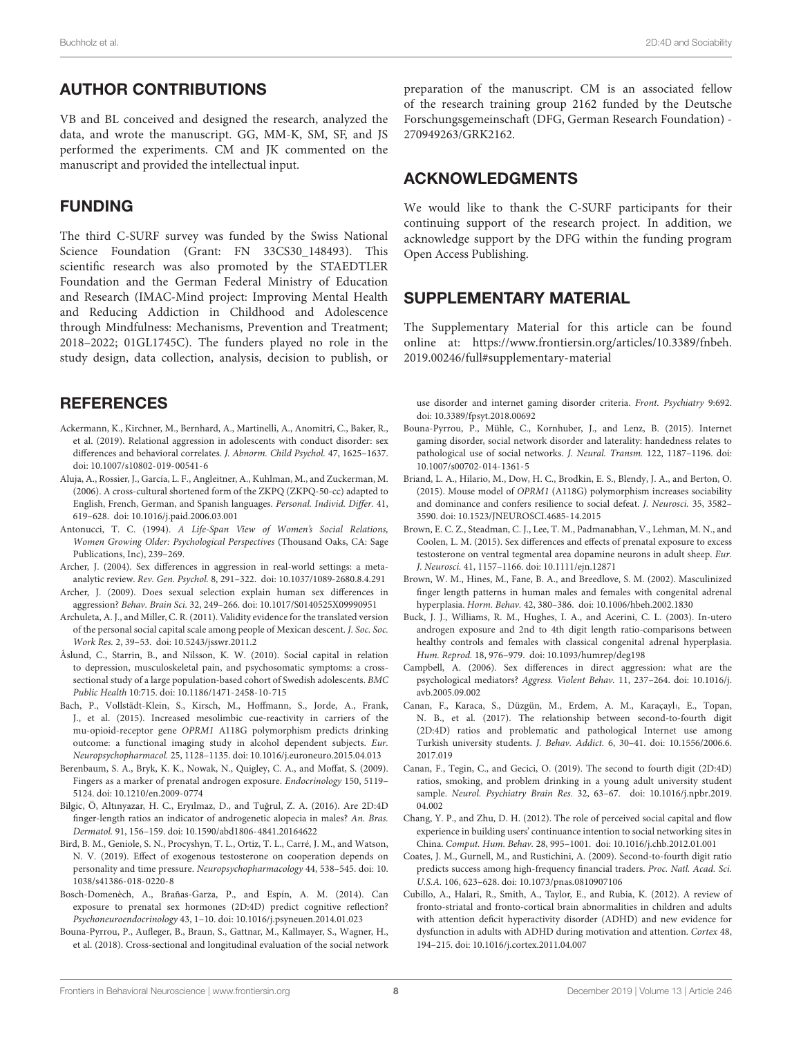## AUTHOR CONTRIBUTIONS

VB and BL conceived and designed the research, analyzed the data, and wrote the manuscript. GG, MM-K, SM, SF, and JS performed the experiments. CM and JK commented on the manuscript and provided the intellectual input.

## FUNDING

The third C-SURF survey was funded by the Swiss National Science Foundation (Grant: FN 33CS30_148493). This scientific research was also promoted by the STAEDTLER Foundation and the German Federal Ministry of Education and Research (IMAC-Mind project: Improving Mental Health and Reducing Addiction in Childhood and Adolescence through Mindfulness: Mechanisms, Prevention and Treatment; 2018–2022; 01GL1745C). The funders played no role in the study design, data collection, analysis, decision to publish, or preparation of the manuscript. CM is an associated fellow of the research training group 2162 funded by the Deutsche Forschungsgemeinschaft (DFG, German Research Foundation) - 270949263/GRK2162.

## ACKNOWLEDGMENTS

We would like to thank the C-SURF participants for their continuing support of the research project. In addition, we acknowledge support by the DFG within the funding program Open Access Publishing.

## SUPPLEMENTARY MATERIAL

The Supplementary Material for this article can be found online at: https://www.frontiersin.org/articles/10.3389/fnbeh.2019.00246/full#supplementary-material

## REFERENCES

Ackermann, K., Kirchner, M., Bernhard, A., Martinelli, A., Anomitri, C., Baker, R., et al. (2019). Relational aggression in adolescents with conduct disorder: sex differences and behavioral correlates. *J. Abnorm. Child Psychol.* 47, 1625–1637. doi: 10.1007/s10802-019-00541-6

Aluja, A., Rossier, J., García, L. F., Angleitner, A., Kuhlman, M., and Zuckerman, M. (2006). A cross-cultural shortened form of the ZKPQ (ZKPQ-50-cc) adapted to English, French, German, and Spanish languages. *Personal. Individ. Differ.* 41, 619–628. doi: 10.1016/j.paid.2006.03.001

Antonucci, T. C. (1994). *A Life-Span View of Women's Social Relations, Women Growing Older: Psychological Perspectives* (Thousand Oaks, CA: Sage Publications, Inc), 239–269.

Archer, J. (2004). Sex differences in aggression in real-world settings: a meta-analytic review. *Rev. Gen. Psychol.* 8, 291–322. doi: 10.1037/1089-2680.8.4.291

Archer, J. (2009). Does sexual selection explain human sex differences in aggression? *Behav. Brain Sci.* 32, 249–266. doi: 10.1017/S0140525X09990951

Archuleta, A. J., and Miller, C. R. (2011). Validity evidence for the translated version of the personal social capital scale among people of Mexican descent. *J. Soc. Soc. Work Res.* 2, 39–53. doi: 10.5243/jsswr.2011.2

Åslund, C., Starrin, B., and Nilsson, K. W. (2010). Social capital in relation to depression, musculoskeletal pain, and psychosomatic symptoms: a cross-sectional study of a large population-based cohort of Swedish adolescents. *BMC Public Health* 10:715. doi: 10.1186/1471-2458-10-715

Bach, P., Vollstädt-Klein, S., Kirsch, M., Hoffmann, S., Jorde, A., Frank, J., et al. (2015). Increased mesolimbic cue-reactivity in carriers of the mu-opioid-receptor gene *OPRM1* A118G polymorphism predicts drinking outcome: a functional imaging study in alcohol dependent subjects. *Eur. Neuropsychopharmacol.* 25, 1128–1135. doi: 10.1016/j.euroneuro.2015.04.013

Berenbaum, S. A., Bryk, K. K., Nowak, N., Quigley, C. A., and Moffat, S. (2009). Fingers as a marker of prenatal androgen exposure. *Endocrinology* 150, 5119–5124. doi: 10.1210/en.2009-0774

Bilgic, Ö, Altınyazar, H. C., Eryılmaz, D., and Tuğrul, Z. A. (2016). Are 2D:4D finger-length ratios an indicator of androgenetic alopecia in males? *An. Bras. Dermatol.* 91, 156–159. doi: 10.1590/abd1806-4841.20164622

Bird, B. M., Geniole, S. N., Procyshyn, T. L., Ortiz, T. L., Carré, J. M., and Watson, N. V. (2019). Effect of exogenous testosterone on cooperation depends on personality and time pressure. *Neuropsychopharmacology* 44, 538–545. doi: 10.1038/s41386-018-0220-8

Bosch-Domenèch, A., Brañas-Garza, P., and Espín, A. M. (2014). Can exposure to prenatal sex hormones (2D:4D) predict cognitive reflection? *Psychoneuroendocrinology* 43, 1–10. doi: 10.1016/j.psyneuen.2014.01.023

Bouna-Pyrrou, P., Aufleger, B., Braun, S., Gattnar, M., Kallmayer, S., Wagner, H., et al. (2018). Cross-sectional and longitudinal evaluation of the social network use disorder and internet gaming disorder criteria. *Front. Psychiatry* 9:692. doi: 10.3389/fpsyt.2018.00692

Bouna-Pyrrou, P., Mühle, C., Kornhuber, J., and Lenz, B. (2015). Internet gaming disorder, social network disorder and laterality: handedness relates to pathological use of social networks. *J. Neural. Transm.* 122, 1187–1196. doi: 10.1007/s00702-014-1361-5

Briand, L. A., Hilario, M., Dow, H. C., Brodkin, E. S., Blendy, J. A., and Berton, O. (2015). Mouse model of *OPRM1* (A118G) polymorphism increases sociability and dominance and confers resilience to social defeat. *J. Neurosci.* 35, 3582–3590. doi: 10.1523/JNEUROSCI.4685-14.2015

Brown, E. C. Z., Steadman, C. J., Lee, T. M., Padmanabhan, V., Lehman, M. N., and Coolen, L. M. (2015). Sex differences and effects of prenatal exposure to excess testosterone on ventral tegmental area dopamine neurons in adult sheep. *Eur. J. Neurosci.* 41, 1157–1166. doi: 10.1111/ejn.12871

Brown, W. M., Hines, M., Fane, B. A., and Breedlove, S. M. (2002). Masculinized finger length patterns in human males and females with congenital adrenal hyperplasia. *Horm. Behav.* 42, 380–386. doi: 10.1006/hbeh.2002.1830

Buck, J. J., Williams, R. M., Hughes, I. A., and Acerini, C. L. (2003). In-utero androgen exposure and 2nd to 4th digit length ratio-comparisons between healthy controls and females with classical congenital adrenal hyperplasia. *Hum. Reprod.* 18, 976–979. doi: 10.1093/humrep/deg198

Campbell, A. (2006). Sex differences in direct aggression: what are the psychological mediators? *Aggress. Violent Behav.* 11, 237–264. doi: 10.1016/j.avb.2005.09.002

Canan, F., Karaca, S., Düzgün, M., Erdem, A. M., Karaçaylı, E., Topan, N. B., et al. (2017). The relationship between second-to-fourth digit (2D:4D) ratios and problematic and pathological Internet use among Turkish university students. *J. Behav. Addict.* 6, 30–41. doi: 10.1556/2006.6.2017.019

Canan, F., Tegin, C., and Gecici, O. (2019). The second to fourth digit (2D:4D) ratios, smoking, and problem drinking in a young adult university student sample. *Neurol. Psychiatry Brain Res.* 32, 63–67. doi: 10.1016/j.npbr.2019.04.002

Chang, Y. P., and Zhu, D. H. (2012). The role of perceived social capital and flow experience in building users' continuance intention to social networking sites in China. *Comput. Hum. Behav.* 28, 995–1001. doi: 10.1016/j.chb.2012.01.001

Coates, J. M., Gurnell, M., and Rustichini, A. (2009). Second-to-fourth digit ratio predicts success among high-frequency financial traders. *Proc. Natl. Acad. Sci. U.S.A.* 106, 623–628. doi: 10.1073/pnas.0810907106

Cubillo, A., Halari, R., Smith, A., Taylor, E., and Rubia, K. (2012). A review of fronto-striatal and fronto-cortical brain abnormalities in children and adults with attention deficit hyperactivity disorder (ADHD) and new evidence for dysfunction in adults with ADHD during motivation and attention. *Cortex* 48, 194–215. doi: 10.1016/j.cortex.2011.04.007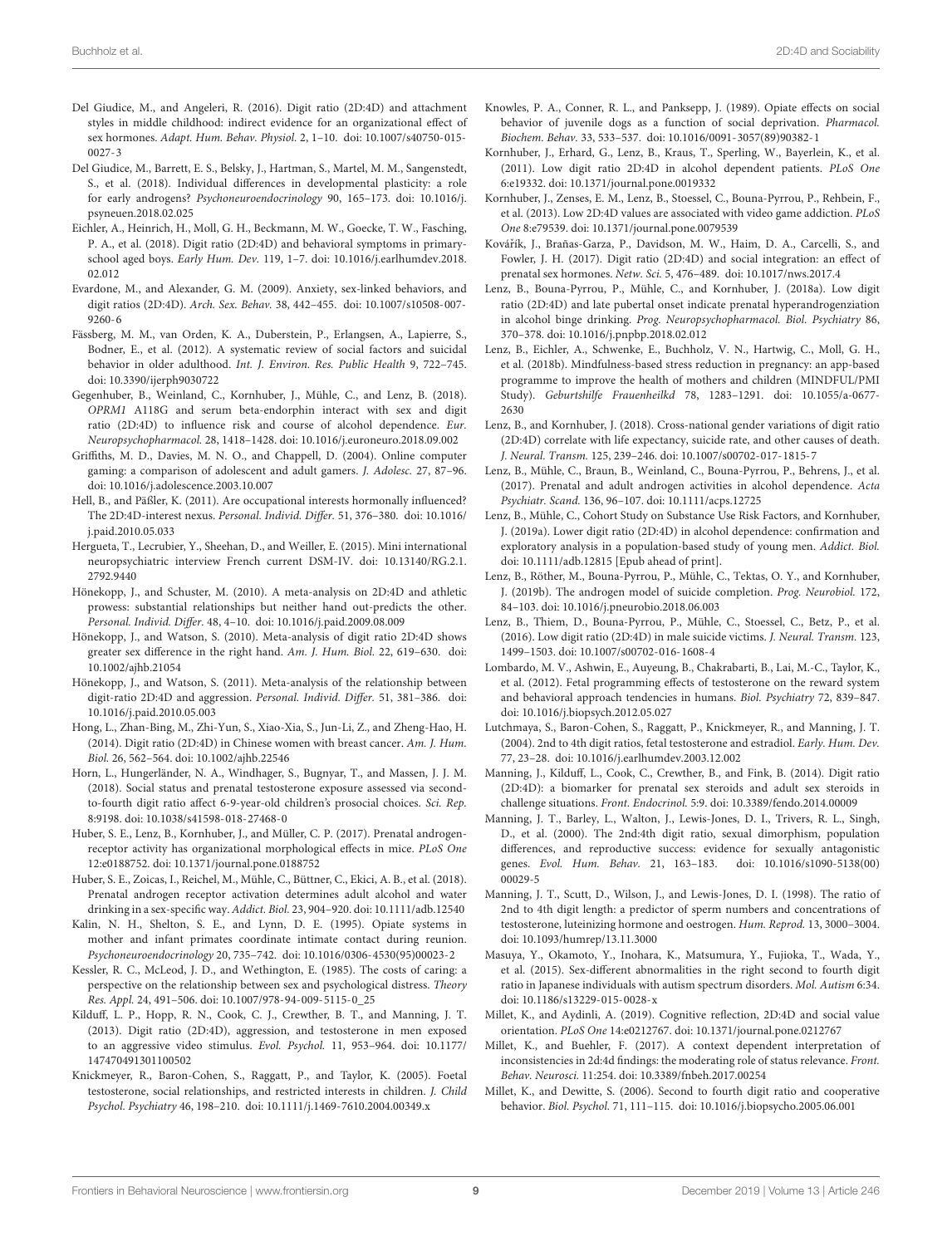Del Giudice, M., and Angeleri, R. (2016). Digit ratio (2D:4D) and attachment styles in middle childhood: indirect evidence for an organizational effect of sex hormones. *Adapt. Hum. Behav. Physiol.* 2, 1–10. doi: 10.1007/s40750-015-0027-3

Del Giudice, M., Barrett, E. S., Belsky, J., Hartman, S., Martel, M. M., Sangenstedt, S., et al. (2018). Individual differences in developmental plasticity: a role for early androgens? *Psychoneuroendocrinology* 90, 165–173. doi: 10.1016/j.psyneuen.2018.02.025

Eichler, A., Heinrich, H., Moll, G. H., Beckmann, M. W., Goecke, T. W., Fasching, P. A., et al. (2018). Digit ratio (2D:4D) and behavioral symptoms in primary-school aged boys. *Early Hum. Dev.* 119, 1–7. doi: 10.1016/j.earlhumdev.2018.02.012

Evardone, M., and Alexander, G. M. (2009). Anxiety, sex-linked behaviors, and digit ratios (2D:4D). *Arch. Sex. Behav.* 38, 442–455. doi: 10.1007/s10508-007-9260-6

Fässberg, M. M., van Orden, K. A., Duberstein, P., Erlangsen, A., Lapierre, S., Bodner, E., et al. (2012). A systematic review of social factors and suicidal behavior in older adulthood. *Int. J. Environ. Res. Public Health* 9, 722–745. doi: 10.3390/ijerph9030722

Gegenhuber, B., Weinland, C., Kornhuber, J., Mühle, C., and Lenz, B. (2018). *OPRM1* A118G and serum beta-endorphin interact with sex and digit ratio (2D:4D) to influence risk and course of alcohol dependence. *Eur. Neuropsychopharmacol.* 28, 1418–1428. doi: 10.1016/j.euroneuro.2018.09.002

Griffiths, M. D., Davies, M. N. O., and Chappell, D. (2004). Online computer gaming: a comparison of adolescent and adult gamers. *J. Adolesc.* 27, 87–96. doi: 10.1016/j.adolescence.2003.10.007

Hell, B., and Päßler, K. (2011). Are occupational interests hormonally influenced? The 2D:4D-interest nexus. *Personal. Individ. Differ.* 51, 376–380. doi: 10.1016/j.paid.2010.05.033

Hergueta, T., Lecrubier, Y., Sheehan, D., and Weiller, E. (2015). Mini international neuropsychiatric interview French current DSM-IV. doi: 10.13140/RG.2.1.2792.9440

Hönekopp, J., and Schuster, M. (2010). A meta-analysis on 2D:4D and athletic prowess: substantial relationships but neither hand out-predicts the other. *Personal. Individ. Differ.* 48, 4–10. doi: 10.1016/j.paid.2009.08.009

Hönekopp, J., and Watson, S. (2010). Meta-analysis of digit ratio 2D:4D shows greater sex difference in the right hand. *Am. J. Hum. Biol.* 22, 619–630. doi: 10.1002/ajhb.21054

Hönekopp, J., and Watson, S. (2011). Meta-analysis of the relationship between digit-ratio 2D:4D and aggression. *Personal. Individ. Differ.* 51, 381–386. doi: 10.1016/j.paid.2010.05.003

Hong, L., Zhan-Bing, M., Zhi-Yun, S., Xiao-Xia, S., Jun-Li, Z., and Zheng-Hao, H. (2014). Digit ratio (2D:4D) in Chinese women with breast cancer. *Am. J. Hum. Biol.* 26, 562–564. doi: 10.1002/ajhb.22546

Horn, L., Hungerländer, N. A., Windhager, S., Bugnyar, T., and Massen, J. J. M. (2018). Social status and prenatal testosterone exposure assessed via second-to-fourth digit ratio affect 6-9-year-old children's prosocial choices. *Sci. Rep.* 8:9198. doi: 10.1038/s41598-018-27468-0

Huber, S. E., Lenz, B., Kornhuber, J., and Müller, C. P. (2017). Prenatal androgen-receptor activity has organizational morphological effects in mice. *PLoS One* 12:e0188752. doi: 10.1371/journal.pone.0188752

Huber, S. E., Zoicas, I., Reichel, M., Mühle, C., Büttner, C., Ekici, A. B., et al. (2018). Prenatal androgen receptor activation determines adult alcohol and water drinking in a sex-specific way. *Addict. Biol.* 23, 904–920. doi: 10.1111/adb.12540

Kalin, N. H., Shelton, S. E., and Lynn, D. E. (1995). Opiate systems in mother and infant primates coordinate intimate contact during reunion. *Psychoneuroendocrinology* 20, 735–742. doi: 10.1016/0306-4530(95)00023-2

Kessler, R. C., McLeod, J. D., and Wethington, E. (1985). The costs of caring: a perspective on the relationship between sex and psychological distress. *Theory Res. Appl.* 24, 491–506. doi: 10.1007/978-94-009-5115-0_25

Kilduff, L. P., Hopp, R. N., Cook, C. J., Crewther, B. T., and Manning, J. T. (2013). Digit ratio (2D:4D), aggression, and testosterone in men exposed to an aggressive video stimulus. *Evol. Psychol.* 11, 953–964. doi: 10.1177/147470491301100502

Knickmeyer, R., Baron-Cohen, S., Raggatt, P., and Taylor, K. (2005). Foetal testosterone, social relationships, and restricted interests in children. *J. Child Psychol. Psychiatry* 46, 198–210. doi: 10.1111/j.1469-7610.2004.00349.x

Knowles, P. A., Conner, R. L., and Panksepp, J. (1989). Opiate effects on social behavior of juvenile dogs as a function of social deprivation. *Pharmacol. Biochem. Behav.* 33, 533–537. doi: 10.1016/0091-3057(89)90382-1

Kornhuber, J., Erhard, G., Lenz, B., Kraus, T., Sperling, W., Bayerlein, K., et al. (2011). Low digit ratio 2D:4D in alcohol dependent patients. *PLoS One* 6:e19332. doi: 10.1371/journal.pone.0019332

Kornhuber, J., Zenses, E. M., Lenz, B., Stoessel, C., Bouna-Pyrrou, P., Rehbein, F., et al. (2013). Low 2D:4D values are associated with video game addiction. *PLoS One* 8:e79539. doi: 10.1371/journal.pone.0079539

Kovářík, J., Brañas-Garza, P., Davidson, M. W., Haim, D. A., Carcelli, S., and Fowler, J. H. (2017). Digit ratio (2D:4D) and social integration: an effect of prenatal sex hormones. *Netw. Sci.* 5, 476–489. doi: 10.1017/nws.2017.4

Lenz, B., Bouna-Pyrrou, P., Mühle, C., and Kornhuber, J. (2018a). Low digit ratio (2D:4D) and late pubertal onset indicate prenatal hyperandrogenziation in alcohol binge drinking. *Prog. Neuropsychopharmacol. Biol. Psychiatry* 86, 370–378. doi: 10.1016/j.pnpbp.2018.02.012

Lenz, B., Eichler, A., Schwenke, E., Buchholz, V. N., Hartwig, C., Moll, G. H., et al. (2018b). Mindfulness-based stress reduction in pregnancy: an app-based programme to improve the health of mothers and children (MINDFUL/PMI Study). *Geburtshilfe Frauenheilkd* 78, 1283–1291. doi: 10.1055/a-0677-2630

Lenz, B., and Kornhuber, J. (2018). Cross-national gender variations of digit ratio (2D:4D) correlate with life expectancy, suicide rate, and other causes of death. *J. Neural. Transm.* 125, 239–246. doi: 10.1007/s00702-017-1815-7

Lenz, B., Mühle, C., Braun, B., Weinland, C., Bouna-Pyrrou, P., Behrens, J., et al. (2017). Prenatal and adult androgen activities in alcohol dependence. *Acta Psychiatr. Scand.* 136, 96–107. doi: 10.1111/acps.12725

Lenz, B., Mühle, C., Cohort Study on Substance Use Risk Factors, and Kornhuber, J. (2019a). Lower digit ratio (2D:4D) in alcohol dependence: confirmation and exploratory analysis in a population-based study of young men. *Addict. Biol.* doi: 10.1111/adb.12815 [Epub ahead of print].

Lenz, B., Röther, M., Bouna-Pyrrou, P., Mühle, C., Tektas, O. Y., and Kornhuber, J. (2019b). The androgen model of suicide completion. *Prog. Neurobiol.* 172, 84–103. doi: 10.1016/j.pneurobio.2018.06.003

Lenz, B., Thiem, D., Bouna-Pyrrou, P., Mühle, C., Stoessel, C., Betz, P., et al. (2016). Low digit ratio (2D:4D) in male suicide victims. *J. Neural. Transm.* 123, 1499–1503. doi: 10.1007/s00702-016-1608-4

Lombardo, M. V., Ashwin, E., Auyeung, B., Chakrabarti, B., Lai, M.-C., Taylor, K., et al. (2012). Fetal programming effects of testosterone on the reward system and behavioral approach tendencies in humans. *Biol. Psychiatry* 72, 839–847. doi: 10.1016/j.biopsych.2012.05.027

Lutchmaya, S., Baron-Cohen, S., Raggatt, P., Knickmeyer, R., and Manning, J. T. (2004). 2nd to 4th digit ratios, fetal testosterone and estradiol. *Early. Hum. Dev.* 77, 23–28. doi: 10.1016/j.earlhumdev.2003.12.002

Manning, J., Kilduff, L., Cook, C., Crewther, B., and Fink, B. (2014). Digit ratio (2D:4D): a biomarker for prenatal sex steroids and adult sex steroids in challenge situations. *Front. Endocrinol.* 5:9. doi: 10.3389/fendo.2014.00009

Manning, J. T., Barley, L., Walton, J., Lewis-Jones, D. I., Trivers, R. L., Singh, D., et al. (2000). The 2nd:4th digit ratio, sexual dimorphism, population differences, and reproductive success: evidence for sexually antagonistic genes. *Evol. Hum. Behav.* 21, 163–183. doi: 10.1016/s1090-5138(00)00029-5

Manning, J. T., Scutt, D., Wilson, J., and Lewis-Jones, D. I. (1998). The ratio of 2nd to 4th digit length: a predictor of sperm numbers and concentrations of testosterone, luteinizing hormone and oestrogen. *Hum. Reprod.* 13, 3000–3004. doi: 10.1093/humrep/13.11.3000

Masuya, Y., Okamoto, Y., Inohara, K., Matsumura, Y., Fujioka, T., Wada, Y., et al. (2015). Sex-different abnormalities in the right second to fourth digit ratio in Japanese individuals with autism spectrum disorders. *Mol. Autism* 6:34. doi: 10.1186/s13229-015-0028-x

Millet, K., and Aydinli, A. (2019). Cognitive reflection, 2D:4D and social value orientation. *PLoS One* 14:e0212767. doi: 10.1371/journal.pone.0212767

Millet, K., and Buehler, F. (2017). A context dependent interpretation of inconsistencies in 2d:4d findings: the moderating role of status relevance. *Front. Behav. Neurosci.* 11:254. doi: 10.3389/fnbeh.2017.00254

Millet, K., and Dewitte, S. (2006). Second to fourth digit ratio and cooperative behavior. *Biol. Psychol.* 71, 111–115. doi: 10.1016/j.biopsycho.2005.06.001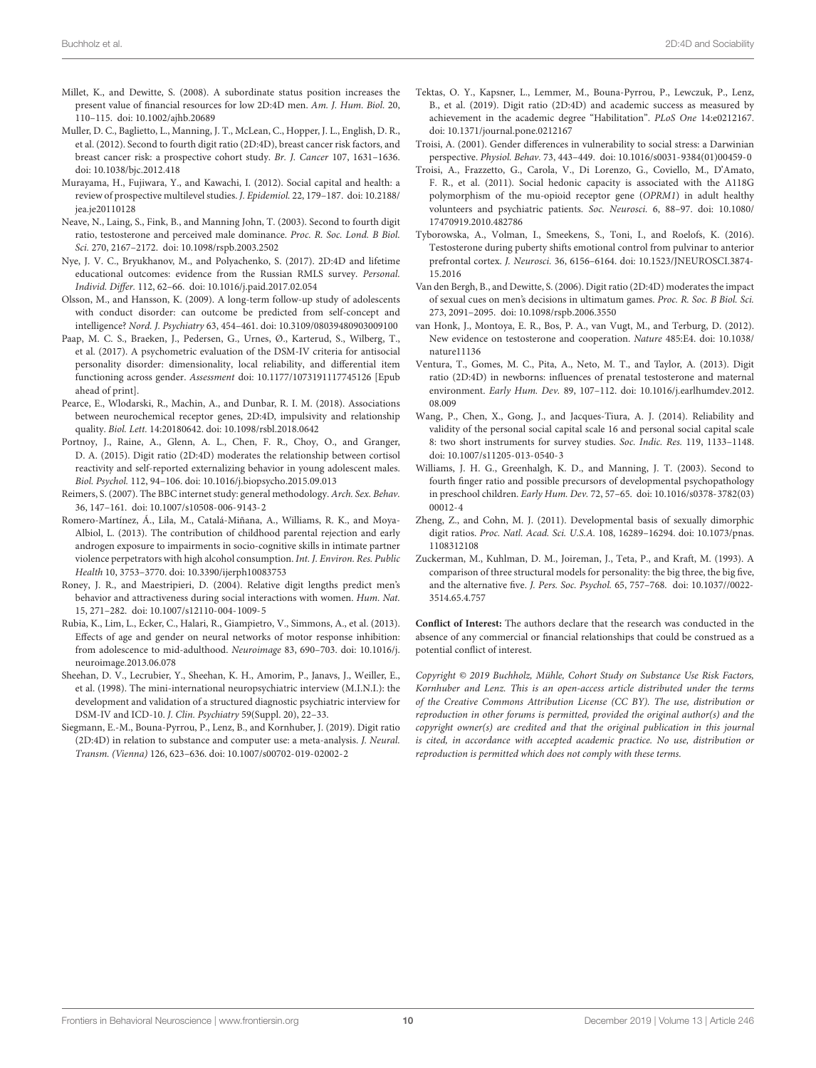Millet, K., and Dewitte, S. (2008). A subordinate status position increases the present value of financial resources for low 2D:4D men. *Am. J. Hum. Biol.* 20, 110–115. doi: 10.1002/ajhb.20689

Muller, D. C., Baglietto, L., Manning, J. T., McLean, C., Hopper, J. L., English, D. R., et al. (2012). Second to fourth digit ratio (2D:4D), breast cancer risk factors, and breast cancer risk: a prospective cohort study. *Br. J. Cancer* 107, 1631–1636. doi: 10.1038/bjc.2012.418

Murayama, H., Fujiwara, Y., and Kawachi, I. (2012). Social capital and health: a review of prospective multilevel studies. *J. Epidemiol.* 22, 179–187. doi: 10.2188/jea.je20110128

Neave, N., Laing, S., Fink, B., and Manning John, T. (2003). Second to fourth digit ratio, testosterone and perceived male dominance. *Proc. R. Soc. Lond. B Biol. Sci.* 270, 2167–2172. doi: 10.1098/rspb.2003.2502

Nye, J. V. C., Bryukhanov, M., and Polyachenko, S. (2017). 2D:4D and lifetime educational outcomes: evidence from the Russian RMLS survey. *Personal. Individ. Differ.* 112, 62–66. doi: 10.1016/j.paid.2017.02.054

Olsson, M., and Hansson, K. (2009). A long-term follow-up study of adolescents with conduct disorder: can outcome be predicted from self-concept and intelligence? *Nord. J. Psychiatry* 63, 454–461. doi: 10.3109/08039480903009100

Paap, M. C. S., Braeken, J., Pedersen, G., Urnes, Ø., Karterud, S., Wilberg, T., et al. (2017). A psychometric evaluation of the DSM-IV criteria for antisocial personality disorder: dimensionality, local reliability, and differential item functioning across gender. *Assessment* doi: 10.1177/1073191117745126 [Epub ahead of print].

Pearce, E., Wlodarski, R., Machin, A., and Dunbar, R. I. M. (2018). Associations between neurochemical receptor genes, 2D:4D, impulsivity and relationship quality. *Biol. Lett.* 14:20180642. doi: 10.1098/rsbl.2018.0642

Portnoy, J., Raine, A., Glenn, A. L., Chen, F. R., Choy, O., and Granger, D. A. (2015). Digit ratio (2D:4D) moderates the relationship between cortisol reactivity and self-reported externalizing behavior in young adolescent males. *Biol. Psychol.* 112, 94–106. doi: 10.1016/j.biopsycho.2015.09.013

Reimers, S. (2007). The BBC internet study: general methodology. *Arch. Sex. Behav.* 36, 147–161. doi: 10.1007/s10508-006-9143-2

Romero-Martínez, Á., Lila, M., Catalá-Miñana, A., Williams, R. K., and Moya-Albiol, L. (2013). The contribution of childhood parental rejection and early androgen exposure to impairments in socio-cognitive skills in intimate partner violence perpetrators with high alcohol consumption. *Int. J. Environ. Res. Public Health* 10, 3753–3770. doi: 10.3390/ijerph10083753

Roney, J. R., and Maestripieri, D. (2004). Relative digit lengths predict men's behavior and attractiveness during social interactions with women. *Hum. Nat.* 15, 271–282. doi: 10.1007/s12110-004-1009-5

Rubia, K., Lim, L., Ecker, C., Halari, R., Giampietro, V., Simmons, A., et al. (2013). Effects of age and gender on neural networks of motor response inhibition: from adolescence to mid-adulthood. *Neuroimage* 83, 690–703. doi: 10.1016/j.neuroimage.2013.06.078

Sheehan, D. V., Lecrubier, Y., Sheehan, K. H., Amorim, P., Janavs, J., Weiller, E., et al. (1998). The mini-international neuropsychiatric interview (M.I.N.I.): the development and validation of a structured diagnostic psychiatric interview for DSM-IV and ICD-10. *J. Clin. Psychiatry* 59(Suppl. 20), 22–33.

Siegmann, E.-M., Bouna-Pyrrou, P., Lenz, B., and Kornhuber, J. (2019). Digit ratio (2D:4D) in relation to substance and computer use: a meta-analysis. *J. Neural. Transm. (Vienna)* 126, 623–636. doi: 10.1007/s00702-019-02002-2

Tektas, O. Y., Kapsner, L., Lemmer, M., Bouna-Pyrrou, P., Lewczuk, P., Lenz, B., et al. (2019). Digit ratio (2D:4D) and academic success as measured by achievement in the academic degree "Habilitation". *PLoS One* 14:e0212167. doi: 10.1371/journal.pone.0212167

Troisi, A. (2001). Gender differences in vulnerability to social stress: a Darwinian perspective. *Physiol. Behav.* 73, 443–449. doi: 10.1016/s0031-9384(01)00459-0

Troisi, A., Frazzetto, G., Carola, V., Di Lorenzo, G., Coviello, M., D'Amato, F. R., et al. (2011). Social hedonic capacity is associated with the A118G polymorphism of the mu-opioid receptor gene (*OPRM1*) in adult healthy volunteers and psychiatric patients. *Soc. Neurosci.* 6, 88–97. doi: 10.1080/17470919.2010.482786

Tyborowska, A., Volman, I., Smeekens, S., Toni, I., and Roelofs, K. (2016). Testosterone during puberty shifts emotional control from pulvinar to anterior prefrontal cortex. *J. Neurosci.* 36, 6156–6164. doi: 10.1523/JNEUROSCI.3874-15.2016

Van den Bergh, B., and Dewitte, S. (2006). Digit ratio (2D:4D) moderates the impact of sexual cues on men's decisions in ultimatum games. *Proc. R. Soc. B Biol. Sci.* 273, 2091–2095. doi: 10.1098/rspb.2006.3550

van Honk, J., Montoya, E. R., Bos, P. A., van Vugt, M., and Terburg, D. (2012). New evidence on testosterone and cooperation. *Nature* 485:E4. doi: 10.1038/nature11136

Ventura, T., Gomes, M. C., Pita, A., Neto, M. T., and Taylor, A. (2013). Digit ratio (2D:4D) in newborns: influences of prenatal testosterone and maternal environment. *Early Hum. Dev.* 89, 107–112. doi: 10.1016/j.earlhumdev.2012.08.009

Wang, P., Chen, X., Gong, J., and Jacques-Tiura, A. J. (2014). Reliability and validity of the personal social capital scale 16 and personal social capital scale 8: two short instruments for survey studies. *Soc. Indic. Res.* 119, 1133–1148. doi: 10.1007/s11205-013-0540-3

Williams, J. H. G., Greenhalgh, K. D., and Manning, J. T. (2003). Second to fourth finger ratio and possible precursors of developmental psychopathology in preschool children. *Early Hum. Dev.* 72, 57–65. doi: 10.1016/s0378-3782(03)00012-4

Zheng, Z., and Cohn, M. J. (2011). Developmental basis of sexually dimorphic digit ratios. *Proc. Natl. Acad. Sci. U.S.A.* 108, 16289–16294. doi: 10.1073/pnas.1108312108

Zuckerman, M., Kuhlman, D. M., Joireman, J., Teta, P., and Kraft, M. (1993). A comparison of three structural models for personality: the big three, the big five, and the alternative five. *J. Pers. Soc. Psychol.* 65, 757–768. doi: 10.1037//0022-3514.65.4.757

**Conflict of Interest:** The authors declare that the research was conducted in the absence of any commercial or financial relationships that could be construed as a potential conflict of interest.

*Copyright © 2019 Buchholz, Mühle, Cohort Study on Substance Use Risk Factors, Kornhuber and Lenz. This is an open-access article distributed under the terms of the Creative Commons Attribution License (CC BY). The use, distribution or reproduction in other forums is permitted, provided the original author(s) and the copyright owner(s) are credited and that the original publication in this journal is cited, in accordance with accepted academic practice. No use, distribution or reproduction is permitted which does not comply with these terms.*